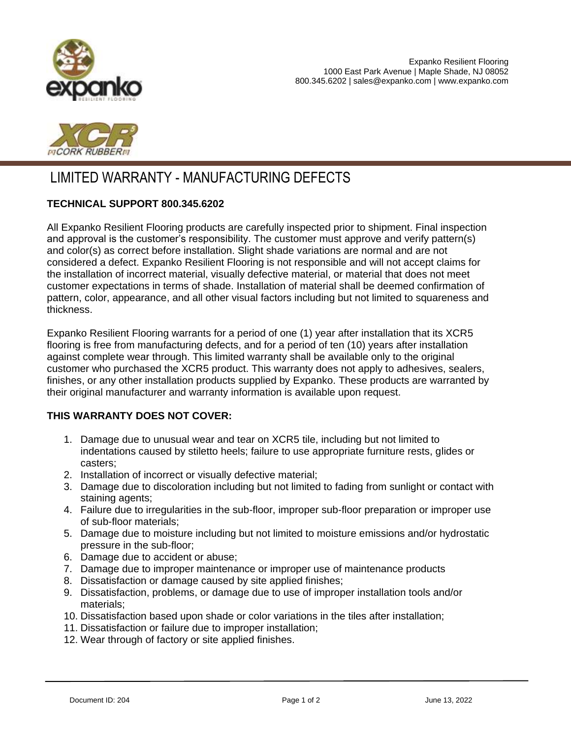Expanko Resilient Flooring
1000 East Park Avenue | Maple Shade, NJ 08052
800.345.6202 | sales@expanko.com | www.expanko.com

# LIMITED WARRANTY - MANUFACTURING DEFECTS

**TECHNICAL SUPPORT 800.345.6202**

All Expanko Resilient Flooring products are carefully inspected prior to shipment. Final inspection and approval is the customer's responsibility. The customer must approve and verify pattern(s) and color(s) as correct before installation. Slight shade variations are normal and are not considered a defect. Expanko Resilient Flooring is not responsible and will not accept claims for the installation of incorrect material, visually defective material, or material that does not meet customer expectations in terms of shade. Installation of material shall be deemed confirmation of pattern, color, appearance, and all other visual factors including but not limited to squareness and thickness.

Expanko Resilient Flooring warrants for a period of one (1) year after installation that its XCR5 flooring is free from manufacturing defects, and for a period of ten (10) years after installation against complete wear through. This limited warranty shall be available only to the original customer who purchased the XCR5 product. This warranty does not apply to adhesives, sealers, finishes, or any other installation products supplied by Expanko. These products are warranted by their original manufacturer and warranty information is available upon request.

**THIS WARRANTY DOES NOT COVER:**

1. Damage due to unusual wear and tear on XCR5 tile, including but not limited to indentations caused by stiletto heels; failure to use appropriate furniture rests, glides or casters;
2. Installation of incorrect or visually defective material;
3. Damage due to discoloration including but not limited to fading from sunlight or contact with staining agents;
4. Failure due to irregularities in the sub-floor, improper sub-floor preparation or improper use of sub-floor materials;
5. Damage due to moisture including but not limited to moisture emissions and/or hydrostatic pressure in the sub-floor;
6. Damage due to accident or abuse;
7. Damage due to improper maintenance or improper use of maintenance products
8. Dissatisfaction or damage caused by site applied finishes;
9. Dissatisfaction, problems, or damage due to use of improper installation tools and/or materials;
10. Dissatisfaction based upon shade or color variations in the tiles after installation;
11. Dissatisfaction or failure due to improper installation;
12. Wear through of factory or site applied finishes.

Document ID: 204 June 13, 2022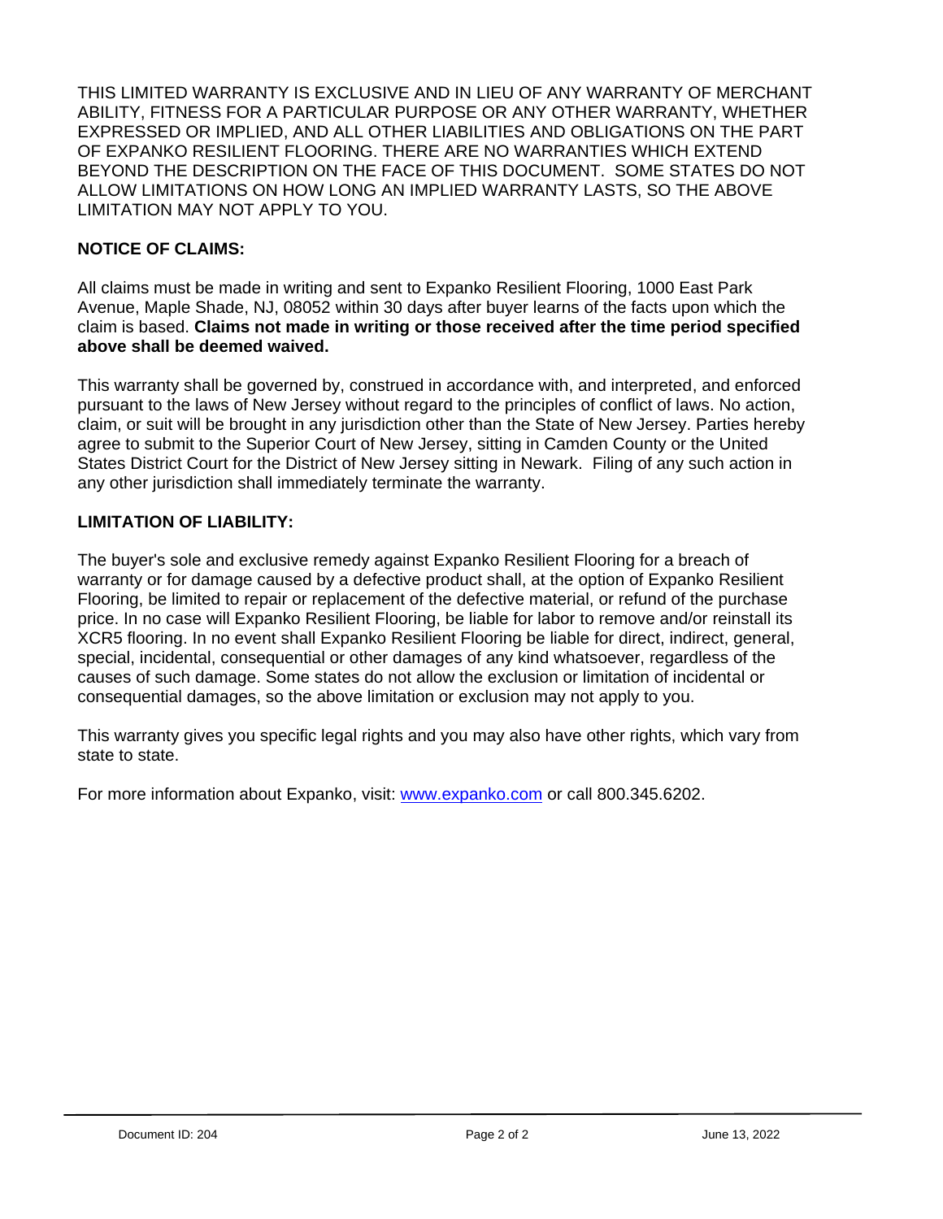THIS LIMITED WARRANTY IS EXCLUSIVE AND IN LIEU OF ANY WARRANTY OF MERCHANT ABILITY, FITNESS FOR A PARTICULAR PURPOSE OR ANY OTHER WARRANTY, WHETHER EXPRESSED OR IMPLIED, AND ALL OTHER LIABILITIES AND OBLIGATIONS ON THE PART OF EXPANKO RESILIENT FLOORING. THERE ARE NO WARRANTIES WHICH EXTEND BEYOND THE DESCRIPTION ON THE FACE OF THIS DOCUMENT. SOME STATES DO NOT ALLOW LIMITATIONS ON HOW LONG AN IMPLIED WARRANTY LASTS, SO THE ABOVE LIMITATION MAY NOT APPLY TO YOU.

**NOTICE OF CLAIMS:**

All claims must be made in writing and sent to Expanko Resilient Flooring, 1000 East Park Avenue, Maple Shade, NJ, 08052 within 30 days after buyer learns of the facts upon which the claim is based. **Claims not made in writing or those received after the time period specified above shall be deemed waived.**

This warranty shall be governed by, construed in accordance with, and interpreted, and enforced pursuant to the laws of New Jersey without regard to the principles of conflict of laws. No action, claim, or suit will be brought in any jurisdiction other than the State of New Jersey. Parties hereby agree to submit to the Superior Court of New Jersey, sitting in Camden County or the United States District Court for the District of New Jersey sitting in Newark. Filing of any such action in any other jurisdiction shall immediately terminate the warranty.

**LIMITATION OF LIABILITY:**

The buyer's sole and exclusive remedy against Expanko Resilient Flooring for a breach of warranty or for damage caused by a defective product shall, at the option of Expanko Resilient Flooring, be limited to repair or replacement of the defective material, or refund of the purchase price. In no case will Expanko Resilient Flooring, be liable for labor to remove and/or reinstall its XCR5 flooring. In no event shall Expanko Resilient Flooring be liable for direct, indirect, general, special, incidental, consequential or other damages of any kind whatsoever, regardless of the causes of such damage. Some states do not allow the exclusion or limitation of incidental or consequential damages, so the above limitation or exclusion may not apply to you.

This warranty gives you specific legal rights and you may also have other rights, which vary from state to state.

For more information about Expanko, visit: [www.expanko.com](http://www.expanko.com) or call 800.345.6202.